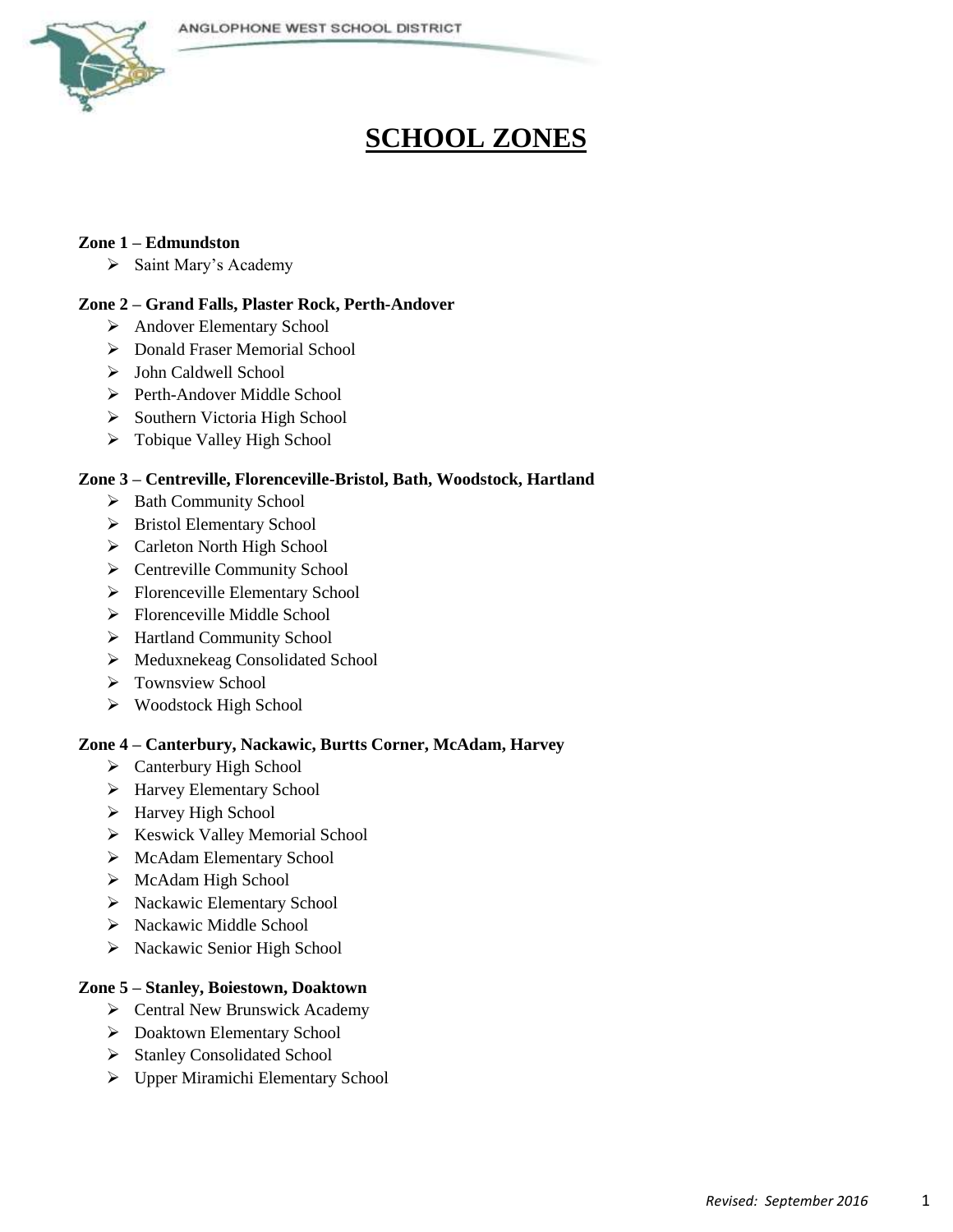# SCHOOL ZONES

**Zone 1 – Edmundston**

- Saint Mary's Academy

**Zone 2 – Grand Falls, Plaster Rock, Perth-Andover**

- Andover Elementary School
- Donald Fraser Memorial School
- John Caldwell School
- Perth-Andover Middle School
- Southern Victoria High School
- Tobique Valley High School

**Zone 3 – Centreville, Florenceville-Bristol, Bath, Woodstock, Hartland**

- Bath Community School
- Bristol Elementary School
- Carleton North High School
- Centreville Community School
- Florenceville Elementary School
- Florenceville Middle School
- Hartland Community School
- Meduxnekeag Consolidated School
- Townsview School
- Woodstock High School

**Zone 4 – Canterbury, Nackawic, Burtts Corner, McAdam, Harvey**

- Canterbury High School
- Harvey Elementary School
- Harvey High School
- Keswick Valley Memorial School
- McAdam Elementary School
- McAdam High School
- Nackawic Elementary School
- Nackawic Middle School
- Nackawic Senior High School

**Zone 5 – Stanley, Boiestown, Doaktown**

- Central New Brunswick Academy
- Doaktown Elementary School
- Stanley Consolidated School
- Upper Miramichi Elementary School

*Revised: September 2016*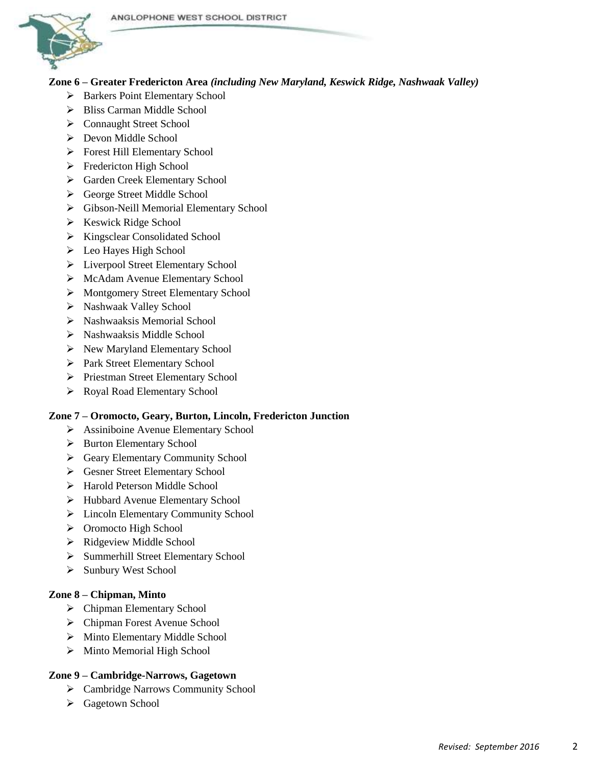**Zone 6 – Greater Fredericton Area** ***(including New Maryland, Keswick Ridge, Nashwaak Valley)***

- Barkers Point Elementary School
- Bliss Carman Middle School
- Connaught Street School
- Devon Middle School
- Forest Hill Elementary School
- Fredericton High School
- Garden Creek Elementary School
- George Street Middle School
- Gibson-Neill Memorial Elementary School
- Keswick Ridge School
- Kingsclear Consolidated School
- Leo Hayes High School
- Liverpool Street Elementary School
- McAdam Avenue Elementary School
- Montgomery Street Elementary School
- Nashwaak Valley School
- Nashwaaksis Memorial School
- Nashwaaksis Middle School
- New Maryland Elementary School
- Park Street Elementary School
- Priestman Street Elementary School
- Royal Road Elementary School

**Zone 7 – Oromocto, Geary, Burton, Lincoln, Fredericton Junction**

- Assiniboine Avenue Elementary School
- Burton Elementary School
- Geary Elementary Community School
- Gesner Street Elementary School
- Harold Peterson Middle School
- Hubbard Avenue Elementary School
- Lincoln Elementary Community School
- Oromocto High School
- Ridgeview Middle School
- Summerhill Street Elementary School
- Sunbury West School

**Zone 8 – Chipman, Minto**

- Chipman Elementary School
- Chipman Forest Avenue School
- Minto Elementary Middle School
- Minto Memorial High School

**Zone 9 – Cambridge-Narrows, Gagetown**

- Cambridge Narrows Community School
- Gagetown School

*Revised: September 2016*